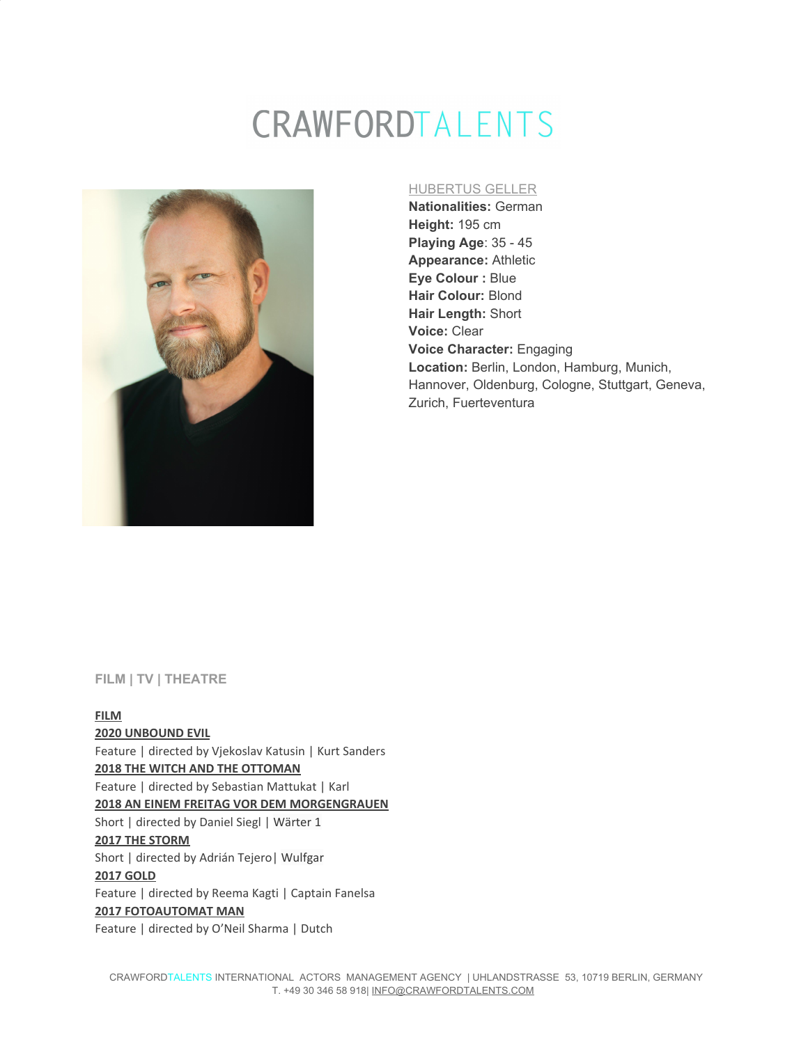# CRAWFORDTALENTS

HUBERTUS GELLER

**Nationalities:** German
**Height:** 195 cm
**Playing Age**: 35 - 45
**Appearance:** Athletic
**Eye Colour :** Blue
**Hair Colour:** Blond
**Hair Length:** Short
**Voice:** Clear
**Voice Character:** Engaging
**Location:** Berlin, London, Hamburg, Munich, Hannover, Oldenburg, Cologne, Stuttgart, Geneva, Zurich, Fuerteventura

## FILM | TV | THEATRE

### FILM

**2020 UNBOUND EVIL**
Feature | directed by Vjekoslav Katusin | Kurt Sanders

**2018 THE WITCH AND THE OTTOMAN**
Feature | directed by Sebastian Mattukat | Karl

**2018 AN EINEM FREITAG VOR DEM MORGENGRAUEN**
Short | directed by Daniel Siegl | Wärter 1

**2017 THE STORM**
Short | directed by Adrián Tejero| Wulfgar

**2017 GOLD**
Feature | directed by Reema Kagti | Captain Fanelsa

**2017 FOTOAUTOMAT MAN**
Feature | directed by O'Neil Sharma | Dutch

CRAWFORDTALENTS INTERNATIONAL ACTORS MANAGEMENT AGENCY | UHLANDSTRASSE 53, 10719 BERLIN, GERMANY
T. +49 30 346 58 918| INFO@CRAWFORDTALENTS.COM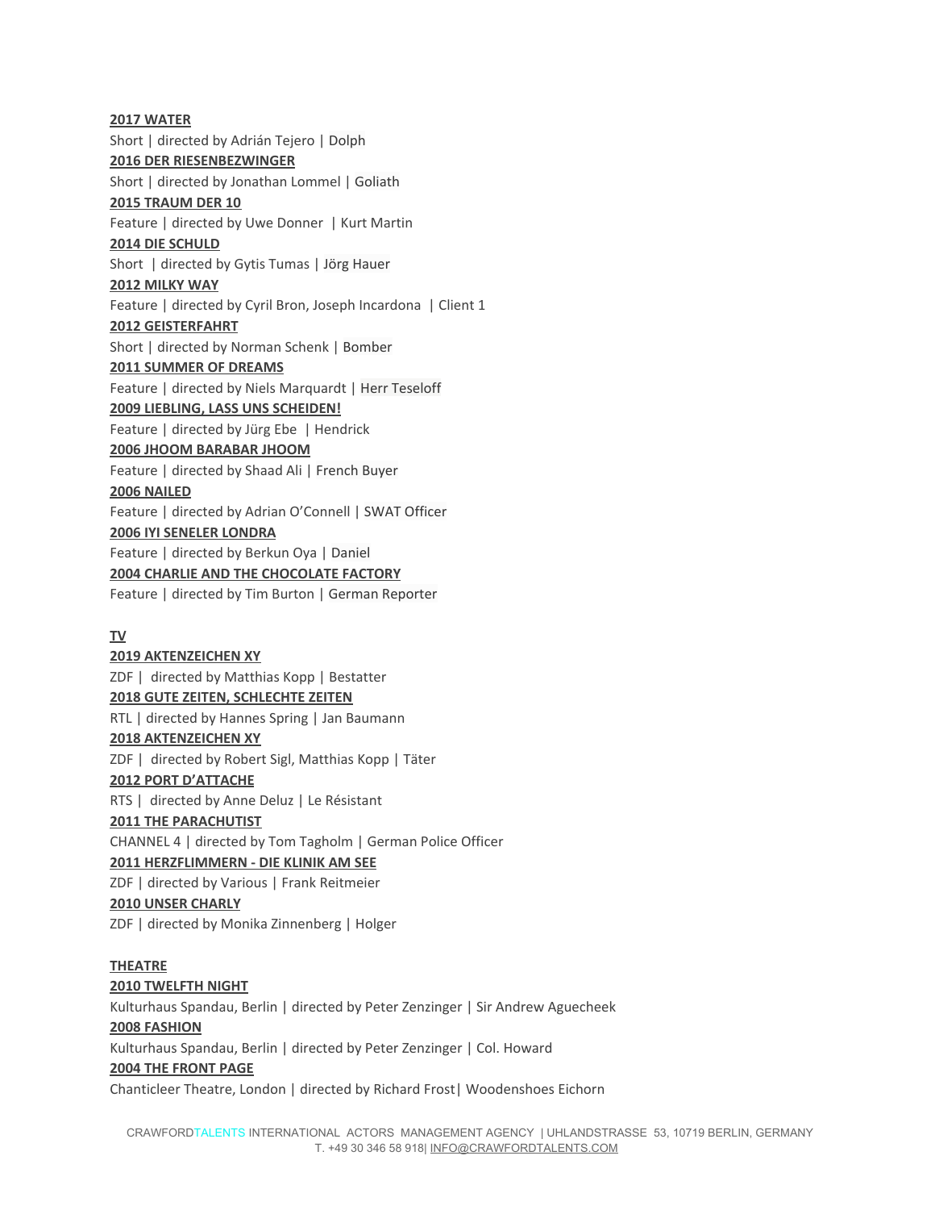**2017 WATER**

Short | directed by Adrián Tejero | Dolph

**2016 DER RIESENBEZWINGER**

Short | directed by Jonathan Lommel | Goliath

**2015 TRAUM DER 10**

Feature | directed by Uwe Donner | Kurt Martin

**2014 DIE SCHULD**

Short | directed by Gytis Tumas | Jörg Hauer

**2012 MILKY WAY**

Feature | directed by Cyril Bron, Joseph Incardona | Client 1

**2012 GEISTERFAHRT**

Short | directed by Norman Schenk | Bomber

**2011 SUMMER OF DREAMS**

Feature | directed by Niels Marquardt | Herr Teseloff

**2009 LIEBLING, LASS UNS SCHEIDEN!**

Feature | directed by Jürg Ebe | Hendrick

**2006 JHOOM BARABAR JHOOM**

Feature | directed by Shaad Ali | French Buyer

**2006 NAILED**

Feature | directed by Adrian O'Connell | SWAT Officer

**2006 IYI SENELER LONDRA**

Feature | directed by Berkun Oya | Daniel

**2004 CHARLIE AND THE CHOCOLATE FACTORY**

Feature | directed by Tim Burton | German Reporter

## TV

**2019 AKTENZEICHEN XY**

ZDF | directed by Matthias Kopp | Bestatter

**2018 GUTE ZEITEN, SCHLECHTE ZEITEN**

RTL | directed by Hannes Spring | Jan Baumann

**2018 AKTENZEICHEN XY**

ZDF | directed by Robert Sigl, Matthias Kopp | Täter

**2012 PORT D'ATTACHE**

RTS | directed by Anne Deluz | Le Résistant

**2011 THE PARACHUTIST**

CHANNEL 4 | directed by Tom Tagholm | German Police Officer

**2011 HERZFLIMMERN - DIE KLINIK AM SEE**

ZDF | directed by Various | Frank Reitmeier

**2010 UNSER CHARLY**

ZDF | directed by Monika Zinnenberg | Holger

## THEATRE

**2010 TWELFTH NIGHT**

Kulturhaus Spandau, Berlin | directed by Peter Zenzinger | Sir Andrew Aguecheek

**2008 FASHION**

Kulturhaus Spandau, Berlin | directed by Peter Zenzinger | Col. Howard

**2004 THE FRONT PAGE**

Chanticleer Theatre, London | directed by Richard Frost| Woodenshoes Eichorn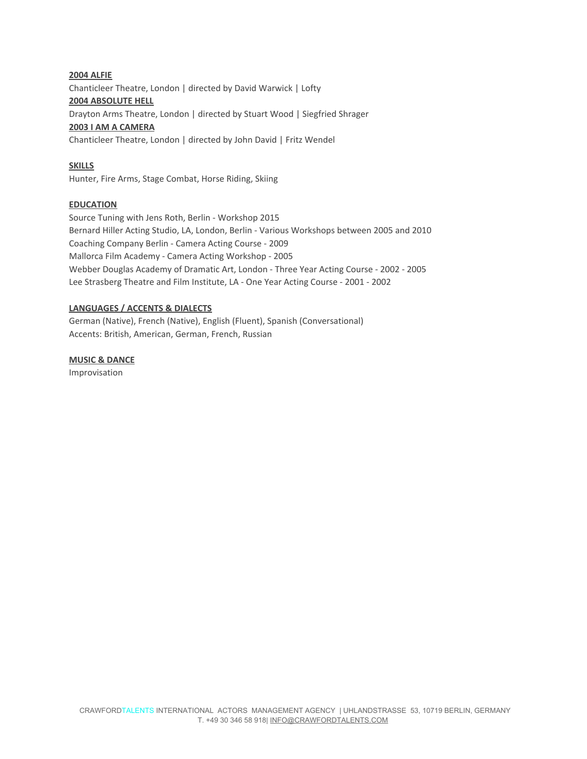**2004 ALFIE**
Chanticleer Theatre, London | directed by David Warwick | Lofty
**2004 ABSOLUTE HELL**
Drayton Arms Theatre, London | directed by Stuart Wood | Siegfried Shrager
**2003 I AM A CAMERA**
Chanticleer Theatre, London | directed by John David | Fritz Wendel

**SKILLS**
Hunter, Fire Arms, Stage Combat, Horse Riding, Skiing

**EDUCATION**
Source Tuning with Jens Roth, Berlin - Workshop 2015
Bernard Hiller Acting Studio, LA, London, Berlin - Various Workshops between 2005 and 2010
Coaching Company Berlin - Camera Acting Course - 2009
Mallorca Film Academy - Camera Acting Workshop - 2005
Webber Douglas Academy of Dramatic Art, London - Three Year Acting Course - 2002 - 2005
Lee Strasberg Theatre and Film Institute, LA - One Year Acting Course - 2001 - 2002

**LANGUAGES / ACCENTS & DIALECTS**
German (Native), French (Native), English (Fluent), Spanish (Conversational)
Accents: British, American, German, French, Russian

**MUSIC & DANCE**
Improvisation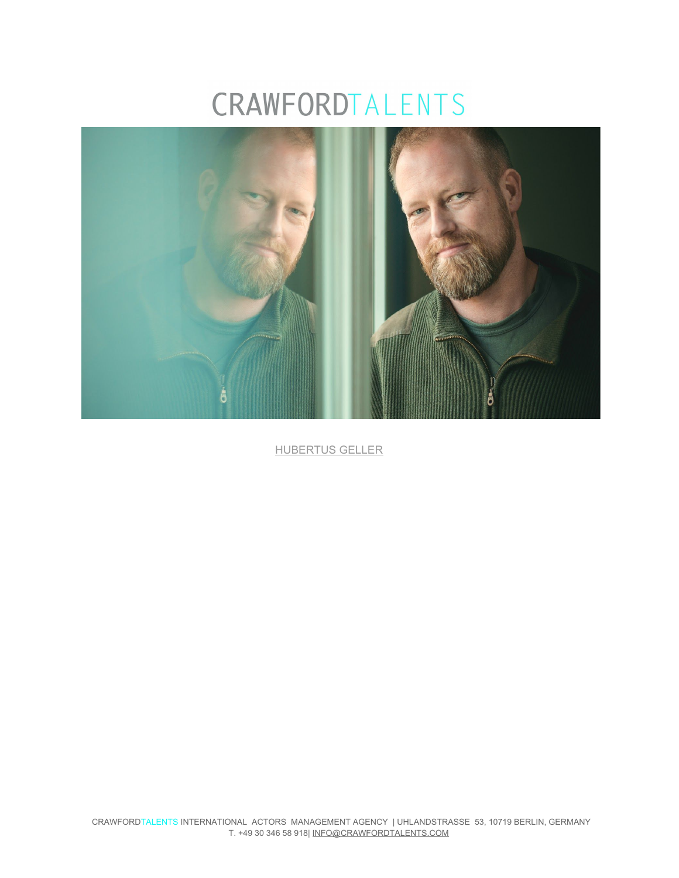CRAWFORDTALENTS

HUBERTUS GELLER

CRAWFORDTALENTS INTERNATIONAL ACTORS MANAGEMENT AGENCY | UHLANDSTRASSE 53, 10719 BERLIN, GERMANY
T. +49 30 346 58 918| INFO@CRAWFORDTALENTS.COM